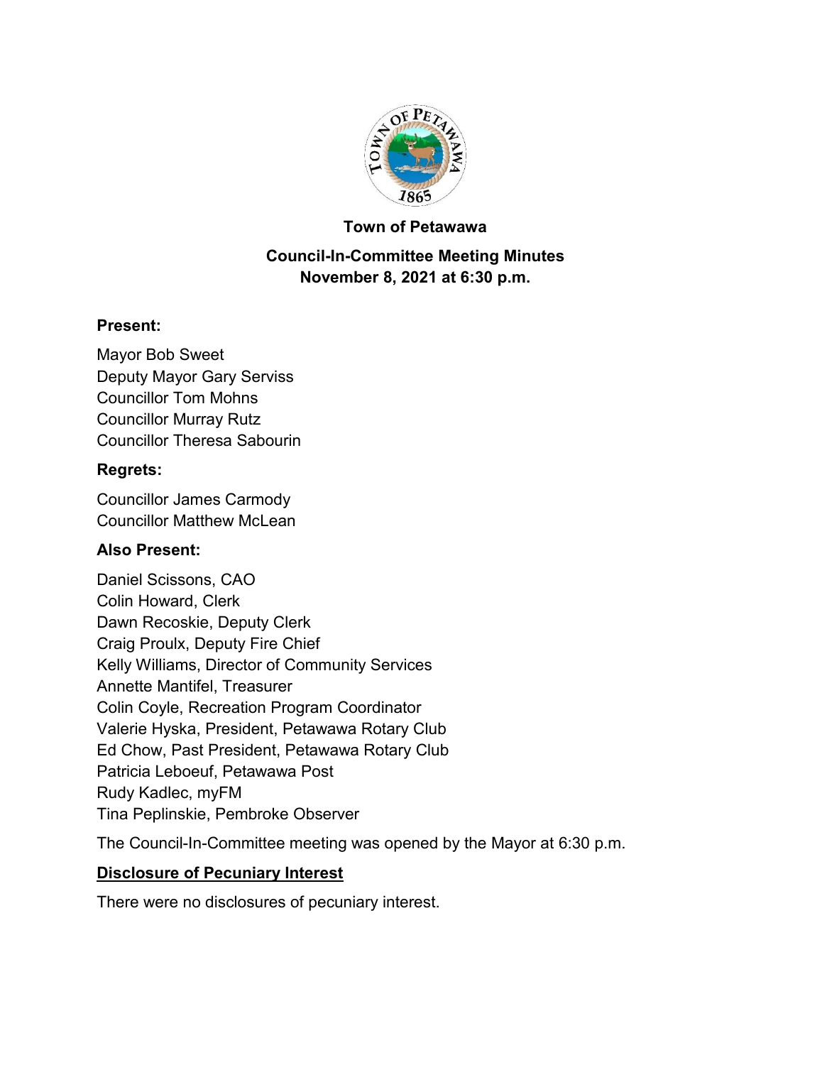**Town of Petawawa**

**Council-In-Committee Meeting Minutes**
**November 8, 2021 at 6:30 p.m.**

### Present:

Mayor Bob Sweet
Deputy Mayor Gary Serviss
Councillor Tom Mohns
Councillor Murray Rutz
Councillor Theresa Sabourin

### Regrets:

Councillor James Carmody
Councillor Matthew McLean

### Also Present:

Daniel Scissons, CAO
Colin Howard, Clerk
Dawn Recoskie, Deputy Clerk
Craig Proulx, Deputy Fire Chief
Kelly Williams, Director of Community Services
Annette Mantifel, Treasurer
Colin Coyle, Recreation Program Coordinator
Valerie Hyska, President, Petawawa Rotary Club
Ed Chow, Past President, Petawawa Rotary Club
Patricia Leboeuf, Petawawa Post
Rudy Kadlec, myFM
Tina Peplinskie, Pembroke Observer

The Council-In-Committee meeting was opened by the Mayor at 6:30 p.m.

### Disclosure of Pecuniary Interest

There were no disclosures of pecuniary interest.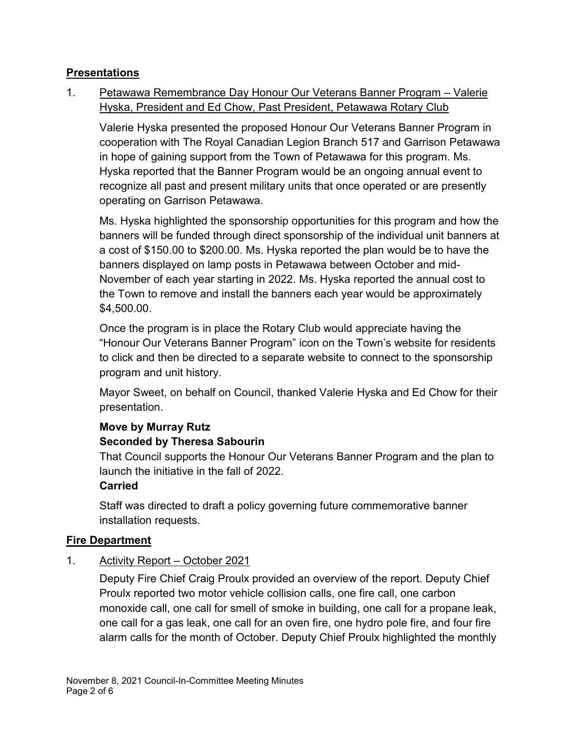## Presentations

1. Petawawa Remembrance Day Honour Our Veterans Banner Program – Valerie Hyska, President and Ed Chow, Past President, Petawawa Rotary Club

   Valerie Hyska presented the proposed Honour Our Veterans Banner Program in cooperation with The Royal Canadian Legion Branch 517 and Garrison Petawawa in hope of gaining support from the Town of Petawawa for this program. Ms. Hyska reported that the Banner Program would be an ongoing annual event to recognize all past and present military units that once operated or are presently operating on Garrison Petawawa.

   Ms. Hyska highlighted the sponsorship opportunities for this program and how the banners will be funded through direct sponsorship of the individual unit banners at a cost of $150.00 to $200.00. Ms. Hyska reported the plan would be to have the banners displayed on lamp posts in Petawawa between October and mid-November of each year starting in 2022. Ms. Hyska reported the annual cost to the Town to remove and install the banners each year would be approximately $4,500.00.

   Once the program is in place the Rotary Club would appreciate having the "Honour Our Veterans Banner Program" icon on the Town's website for residents to click and then be directed to a separate website to connect to the sponsorship program and unit history.

   Mayor Sweet, on behalf on Council, thanked Valerie Hyska and Ed Chow for their presentation.

   **Move by Murray Rutz**
   **Seconded by Theresa Sabourin**
   That Council supports the Honour Our Veterans Banner Program and the plan to launch the initiative in the fall of 2022.
   **Carried**

   Staff was directed to draft a policy governing future commemorative banner installation requests.

## Fire Department

1. Activity Report – October 2021

   Deputy Fire Chief Craig Proulx provided an overview of the report. Deputy Chief Proulx reported two motor vehicle collision calls, one fire call, one carbon monoxide call, one call for smell of smoke in building, one call for a propane leak, one call for a gas leak, one call for an oven fire, one hydro pole fire, and four fire alarm calls for the month of October. Deputy Chief Proulx highlighted the monthly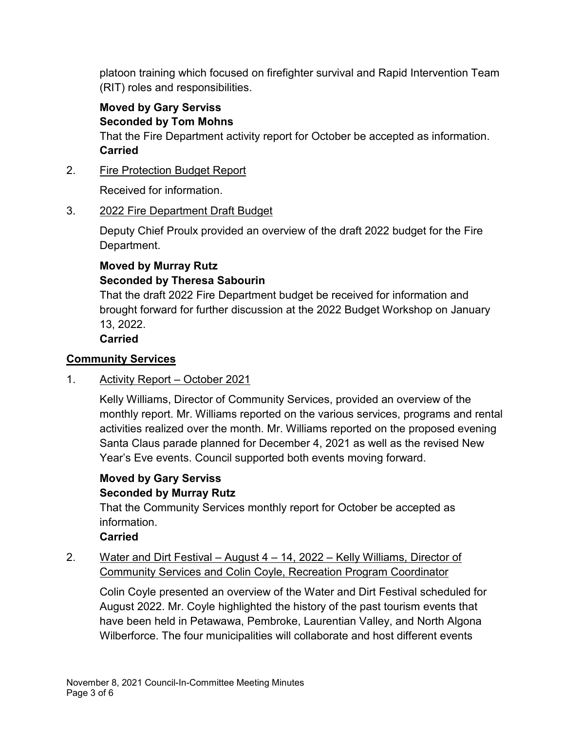platoon training which focused on firefighter survival and Rapid Intervention Team (RIT) roles and responsibilities.

**Moved by Gary Serviss**
**Seconded by Tom Mohns**
That the Fire Department activity report for October be accepted as information.
**Carried**

2. Fire Protection Budget Report

   Received for information.

3. 2022 Fire Department Draft Budget

   Deputy Chief Proulx provided an overview of the draft 2022 budget for the Fire Department.

   **Moved by Murray Rutz**
   **Seconded by Theresa Sabourin**
   That the draft 2022 Fire Department budget be received for information and brought forward for further discussion at the 2022 Budget Workshop on January 13, 2022.
   **Carried**

**Community Services**

1. Activity Report – October 2021

   Kelly Williams, Director of Community Services, provided an overview of the monthly report. Mr. Williams reported on the various services, programs and rental activities realized over the month. Mr. Williams reported on the proposed evening Santa Claus parade planned for December 4, 2021 as well as the revised New Year's Eve events. Council supported both events moving forward.

   **Moved by Gary Serviss**
   **Seconded by Murray Rutz**
   That the Community Services monthly report for October be accepted as information.
   **Carried**

2. Water and Dirt Festival – August 4 – 14, 2022 – Kelly Williams, Director of Community Services and Colin Coyle, Recreation Program Coordinator

   Colin Coyle presented an overview of the Water and Dirt Festival scheduled for August 2022. Mr. Coyle highlighted the history of the past tourism events that have been held in Petawawa, Pembroke, Laurentian Valley, and North Algona Wilberforce. The four municipalities will collaborate and host different events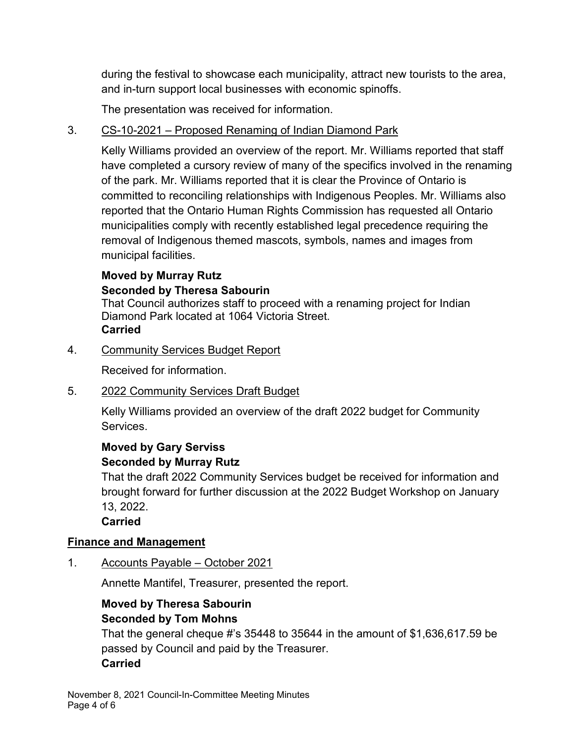during the festival to showcase each municipality, attract new tourists to the area, and in-turn support local businesses with economic spinoffs.

The presentation was received for information.

3. CS-10-2021 – Proposed Renaming of Indian Diamond Park

Kelly Williams provided an overview of the report. Mr. Williams reported that staff have completed a cursory review of many of the specifics involved in the renaming of the park. Mr. Williams reported that it is clear the Province of Ontario is committed to reconciling relationships with Indigenous Peoples. Mr. Williams also reported that the Ontario Human Rights Commission has requested all Ontario municipalities comply with recently established legal precedence requiring the removal of Indigenous themed mascots, symbols, names and images from municipal facilities.

**Moved by Murray Rutz**
**Seconded by Theresa Sabourin**
That Council authorizes staff to proceed with a renaming project for Indian Diamond Park located at 1064 Victoria Street.
**Carried**

4. Community Services Budget Report

Received for information.

5. 2022 Community Services Draft Budget

Kelly Williams provided an overview of the draft 2022 budget for Community Services.

**Moved by Gary Serviss**
**Seconded by Murray Rutz**
That the draft 2022 Community Services budget be received for information and brought forward for further discussion at the 2022 Budget Workshop on January 13, 2022.
**Carried**

## Finance and Management

1. Accounts Payable – October 2021

Annette Mantifel, Treasurer, presented the report.

**Moved by Theresa Sabourin**
**Seconded by Tom Mohns**
That the general cheque #'s 35448 to 35644 in the amount of $1,636,617.59 be passed by Council and paid by the Treasurer.
**Carried**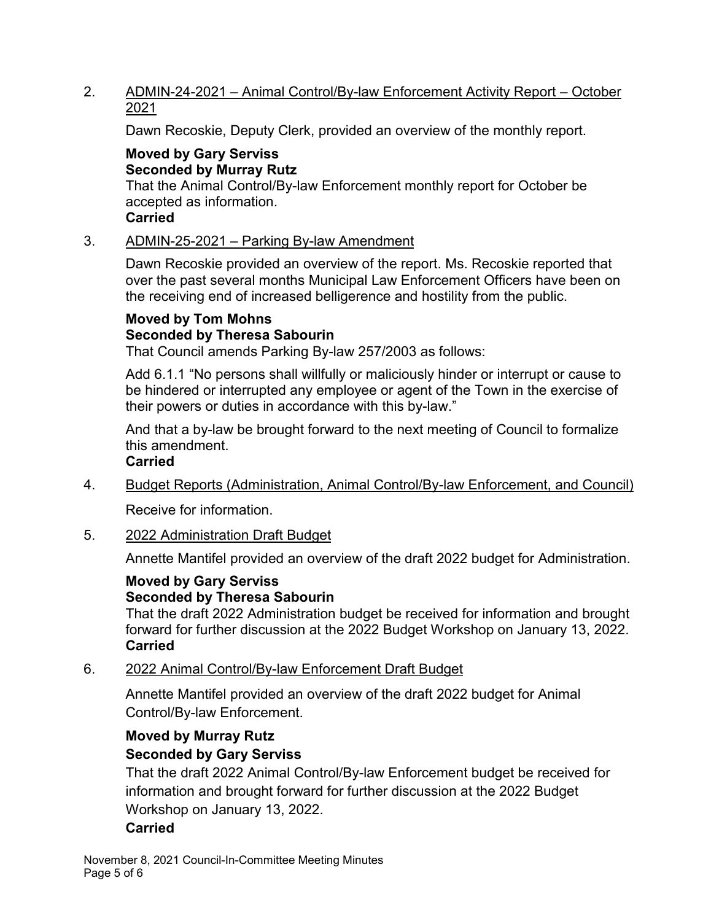2. <u>ADMIN-24-2021 – Animal Control/By-law Enforcement Activity Report – October 2021</u>

   Dawn Recoskie, Deputy Clerk, provided an overview of the monthly report.

   **Moved by Gary Serviss**
   **Seconded by Murray Rutz**
   That the Animal Control/By-law Enforcement monthly report for October be accepted as information.
   **Carried**

3. <u>ADMIN-25-2021 – Parking By-law Amendment</u>

   Dawn Recoskie provided an overview of the report. Ms. Recoskie reported that over the past several months Municipal Law Enforcement Officers have been on the receiving end of increased belligerence and hostility from the public.

   **Moved by Tom Mohns**
   **Seconded by Theresa Sabourin**
   That Council amends Parking By-law 257/2003 as follows:

   Add 6.1.1 "No persons shall willfully or maliciously hinder or interrupt or cause to be hindered or interrupted any employee or agent of the Town in the exercise of their powers or duties in accordance with this by-law."

   And that a by-law be brought forward to the next meeting of Council to formalize this amendment.
   **Carried**

4. <u>Budget Reports (Administration, Animal Control/By-law Enforcement, and Council)</u>

   Receive for information.

5. <u>2022 Administration Draft Budget</u>

   Annette Mantifel provided an overview of the draft 2022 budget for Administration.

   **Moved by Gary Serviss**
   **Seconded by Theresa Sabourin**
   That the draft 2022 Administration budget be received for information and brought forward for further discussion at the 2022 Budget Workshop on January 13, 2022.
   **Carried**

6. <u>2022 Animal Control/By-law Enforcement Draft Budget</u>

   Annette Mantifel provided an overview of the draft 2022 budget for Animal Control/By-law Enforcement.

   **Moved by Murray Rutz**
   **Seconded by Gary Serviss**
   That the draft 2022 Animal Control/By-law Enforcement budget be received for information and brought forward for further discussion at the 2022 Budget Workshop on January 13, 2022.
   **Carried**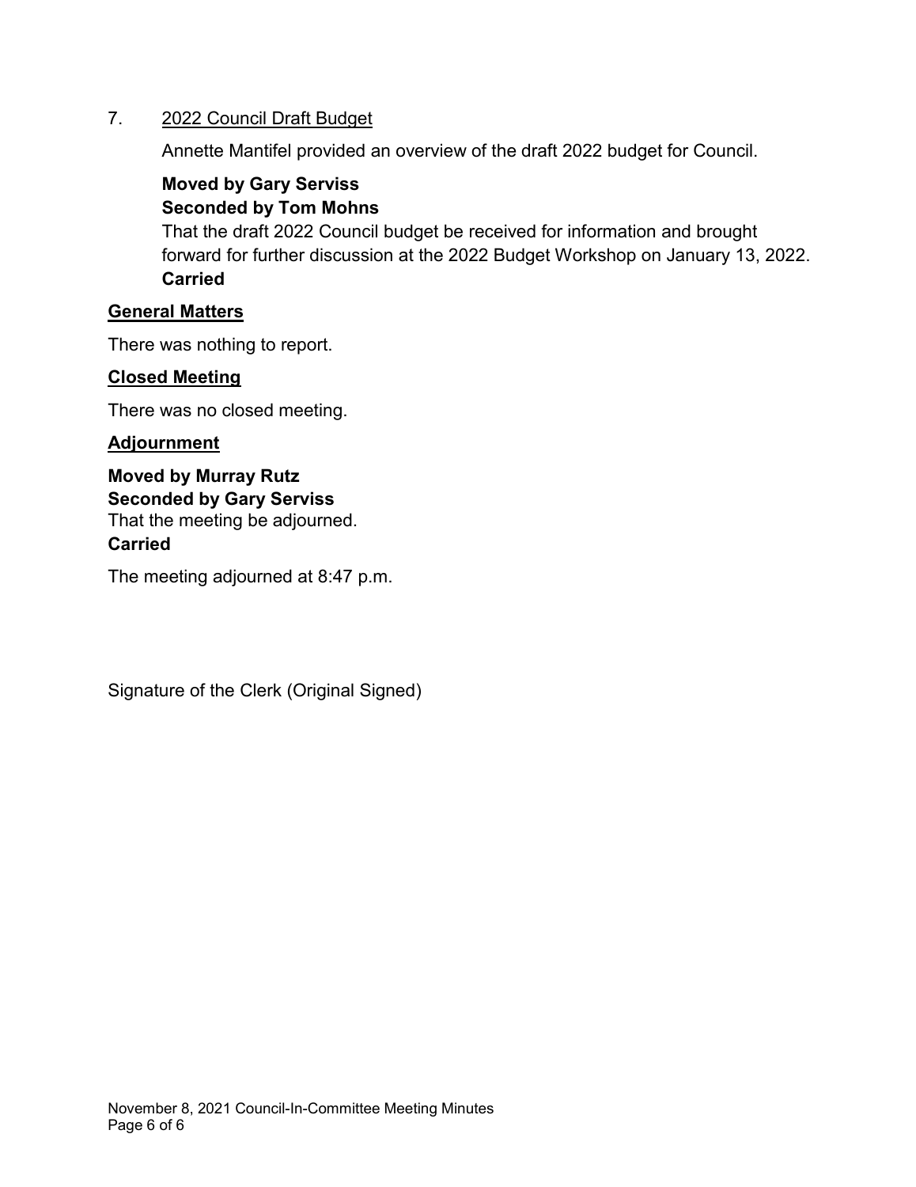7. 2022 Council Draft Budget

Annette Mantifel provided an overview of the draft 2022 budget for Council.

**Moved by Gary Serviss**
**Seconded by Tom Mohns**
That the draft 2022 Council budget be received for information and brought forward for further discussion at the 2022 Budget Workshop on January 13, 2022.
**Carried**

## General Matters

There was nothing to report.

## Closed Meeting

There was no closed meeting.

## Adjournment

**Moved by Murray Rutz**
**Seconded by Gary Serviss**
That the meeting be adjourned.
**Carried**

The meeting adjourned at 8:47 p.m.

Signature of the Clerk (Original Signed)